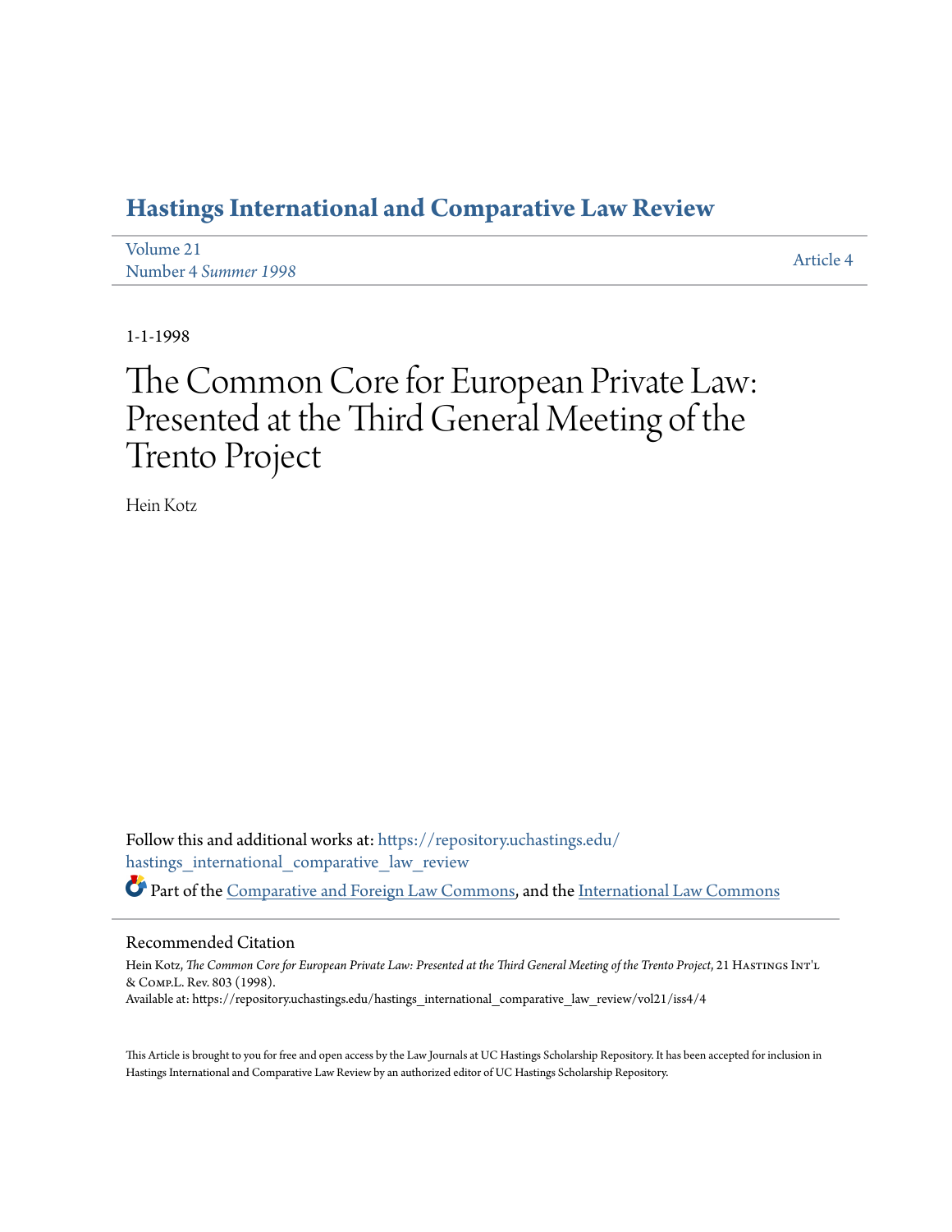# Hastings International and Comparative Law Review

Volume 21
Number 4 *Summer 1998*

Article 4

1-1-1998

# The Common Core for European Private Law: Presented at the Third General Meeting of the Trento Project

Hein Kotz

Follow this and additional works at: https://repository.uchastings.edu/hastings_international_comparative_law_review

Part of the Comparative and Foreign Law Commons, and the International Law Commons

## Recommended Citation

Hein Kotz, *The Common Core for European Private Law: Presented at the Third General Meeting of the Trento Project*, 21 Hastings Int'l & Comp.L. Rev. 803 (1998).
Available at: https://repository.uchastings.edu/hastings_international_comparative_law_review/vol21/iss4/4

This Article is brought to you for free and open access by the Law Journals at UC Hastings Scholarship Repository. It has been accepted for inclusion in Hastings International and Comparative Law Review by an authorized editor of UC Hastings Scholarship Repository.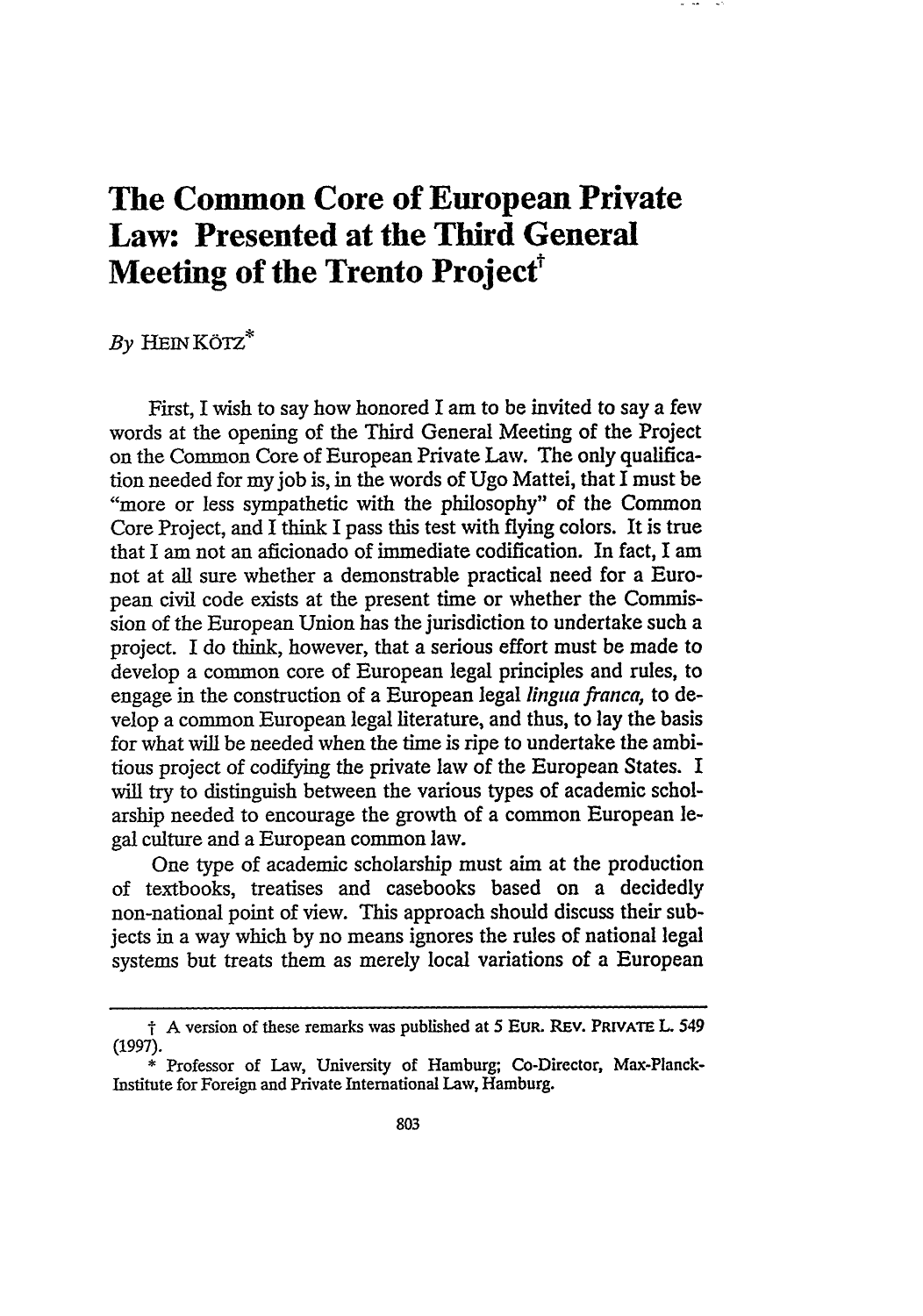# The Common Core of European Private Law: Presented at the Third General Meeting of the Trento Project†

*By* HEIN KÖTZ*

First, I wish to say how honored I am to be invited to say a few words at the opening of the Third General Meeting of the Project on the Common Core of European Private Law. The only qualification needed for my job is, in the words of Ugo Mattei, that I must be "more or less sympathetic with the philosophy" of the Common Core Project, and I think I pass this test with flying colors. It is true that I am not an aficionado of immediate codification. In fact, I am not at all sure whether a demonstrable practical need for a European civil code exists at the present time or whether the Commission of the European Union has the jurisdiction to undertake such a project. I do think, however, that a serious effort must be made to develop a common core of European legal principles and rules, to engage in the construction of a European legal *lingua franca*, to develop a common European legal literature, and thus, to lay the basis for what will be needed when the time is ripe to undertake the ambitious project of codifying the private law of the European States. I will try to distinguish between the various types of academic scholarship needed to encourage the growth of a common European legal culture and a European common law.

One type of academic scholarship must aim at the production of textbooks, treatises and casebooks based on a decidedly non-national point of view. This approach should discuss their subjects in a way which by no means ignores the rules of national legal systems but treats them as merely local variations of a European

---

† A version of these remarks was published at 5 EUR. REV. PRIVATE L. 549 (1997).

\* Professor of Law, University of Hamburg; Co-Director, Max-Planck-Institute for Foreign and Private International Law, Hamburg.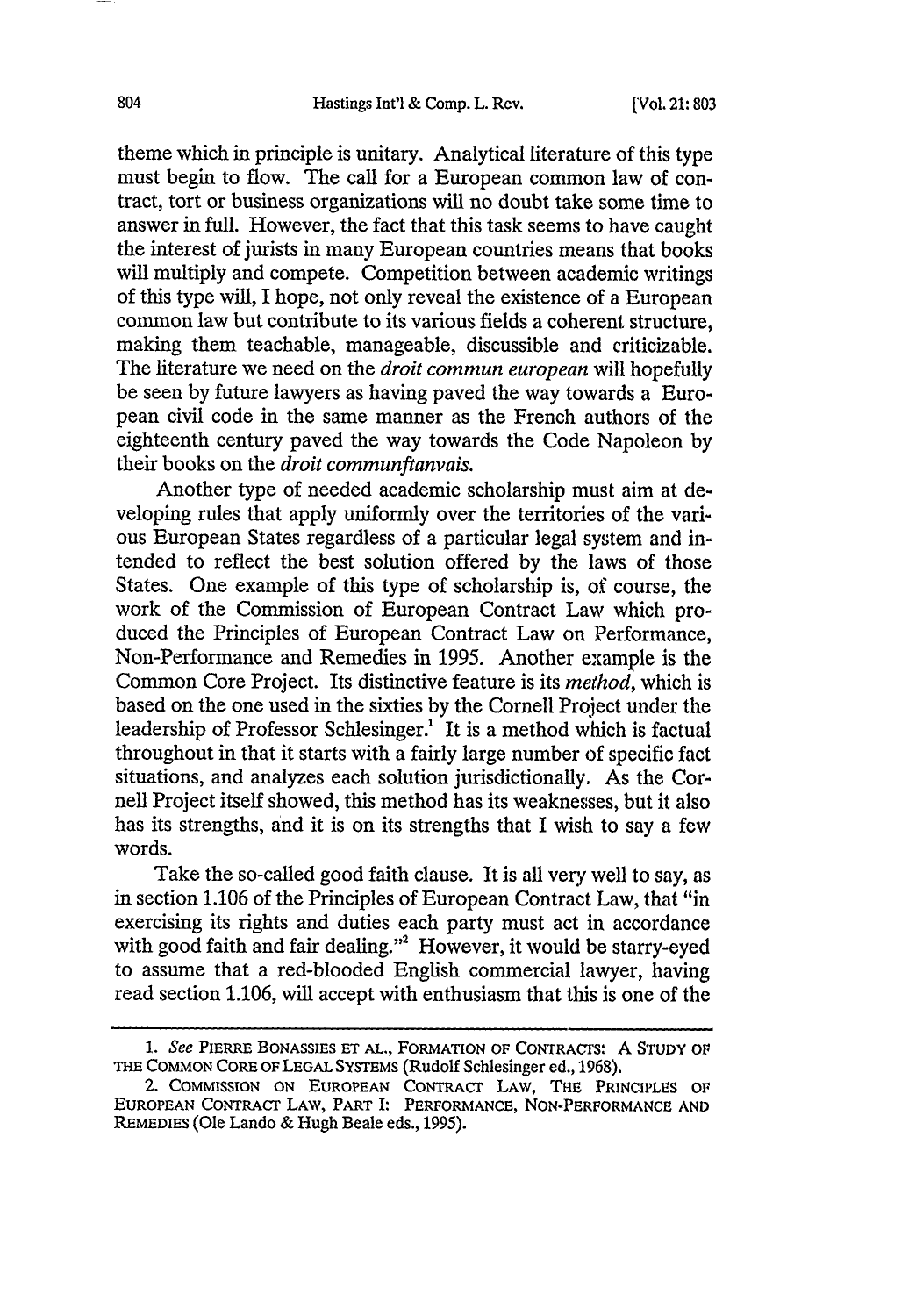theme which in principle is unitary. Analytical literature of this type must begin to flow. The call for a European common law of contract, tort or business organizations will no doubt take some time to answer in full. However, the fact that this task seems to have caught the interest of jurists in many European countries means that books will multiply and compete. Competition between academic writings of this type will, I hope, not only reveal the existence of a European common law but contribute to its various fields a coherent structure, making them teachable, manageable, discussible and criticizable. The literature we need on the *droit commun european* will hopefully be seen by future lawyers as having paved the way towards a European civil code in the same manner as the French authors of the eighteenth century paved the way towards the Code Napoleon by their books on the *droit communfianvais.*

Another type of needed academic scholarship must aim at developing rules that apply uniformly over the territories of the various European States regardless of a particular legal system and intended to reflect the best solution offered by the laws of those States. One example of this type of scholarship is, of course, the work of the Commission of European Contract Law which produced the Principles of European Contract Law on Performance, Non-Performance and Remedies in 1995. Another example is the Common Core Project. Its distinctive feature is its *method*, which is based on the one used in the sixties by the Cornell Project under the leadership of Professor Schlesinger.[1] It is a method which is factual throughout in that it starts with a fairly large number of specific fact situations, and analyzes each solution jurisdictionally. As the Cornell Project itself showed, this method has its weaknesses, but it also has its strengths, and it is on its strengths that I wish to say a few words.

Take the so-called good faith clause. It is all very well to say, as in section 1.106 of the Principles of European Contract Law, that "in exercising its rights and duties each party must act in accordance with good faith and fair dealing."[2] However, it would be starry-eyed to assume that a red-blooded English commercial lawyer, having read section 1.106, will accept with enthusiasm that this is one of the

---

1. *See* PIERRE BONASSIES ET AL., FORMATION OF CONTRACTS: A STUDY OF THE COMMON CORE OF LEGAL SYSTEMS (Rudolf Schlesinger ed., 1968).

2. COMMISSION ON EUROPEAN CONTRACT LAW, THE PRINCIPLES OF EUROPEAN CONTRACT LAW, PART I: PERFORMANCE, NON-PERFORMANCE AND REMEDIES (Ole Lando & Hugh Beale eds., 1995).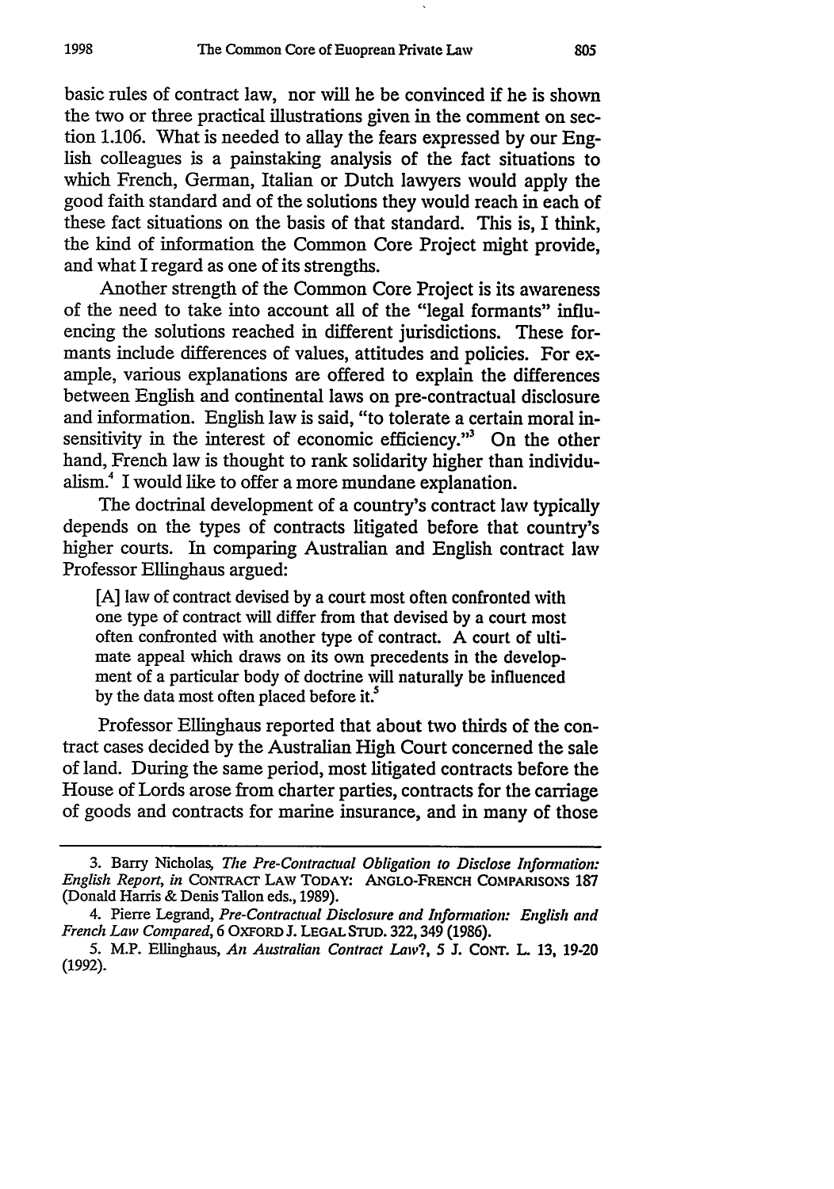basic rules of contract law, nor will he be convinced if he is shown the two or three practical illustrations given in the comment on section 1.106. What is needed to allay the fears expressed by our English colleagues is a painstaking analysis of the fact situations to which French, German, Italian or Dutch lawyers would apply the good faith standard and of the solutions they would reach in each of these fact situations on the basis of that standard. This is, I think, the kind of information the Common Core Project might provide, and what I regard as one of its strengths.

Another strength of the Common Core Project is its awareness of the need to take into account all of the "legal formants" influencing the solutions reached in different jurisdictions. These formants include differences of values, attitudes and policies. For example, various explanations are offered to explain the differences between English and continental laws on pre-contractual disclosure and information. English law is said, "to tolerate a certain moral insensitivity in the interest of economic efficiency."[3] On the other hand, French law is thought to rank solidarity higher than individualism.[4] I would like to offer a more mundane explanation.

The doctrinal development of a country's contract law typically depends on the types of contracts litigated before that country's higher courts. In comparing Australian and English contract law Professor Ellinghaus argued:

> [A] law of contract devised by a court most often confronted with one type of contract will differ from that devised by a court most often confronted with another type of contract. A court of ultimate appeal which draws on its own precedents in the development of a particular body of doctrine will naturally be influenced by the data most often placed before it.[5]

Professor Ellinghaus reported that about two thirds of the contract cases decided by the Australian High Court concerned the sale of land. During the same period, most litigated contracts before the House of Lords arose from charter parties, contracts for the carriage of goods and contracts for marine insurance, and in many of those

---

3. Barry Nicholas, *The Pre-Contractual Obligation to Disclose Information: English Report*, *in* CONTRACT LAW TODAY: ANGLO-FRENCH COMPARISONS 187 (Donald Harris & Denis Tallon eds., 1989).

4. Pierre Legrand, *Pre-Contractual Disclosure and Information: English and French Law Compared*, 6 OXFORD J. LEGAL STUD. 322, 349 (1986).

5. M.P. Ellinghaus, *An Australian Contract Law?*, 5 J. CONT. L. 13, 19-20 (1992).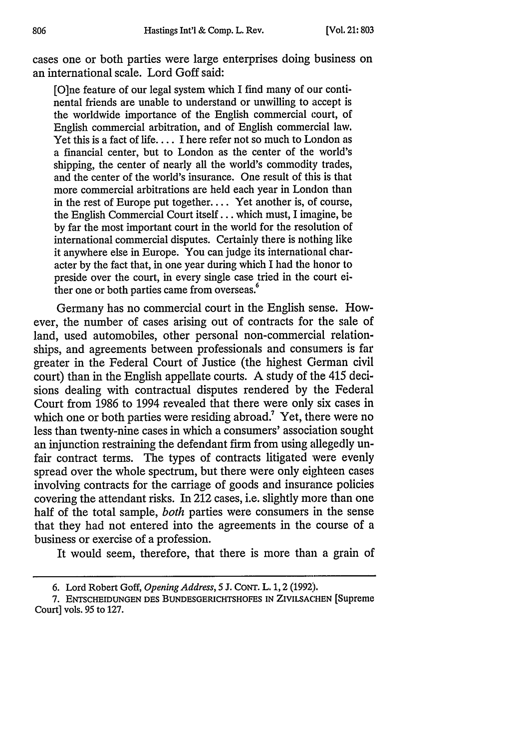cases one or both parties were large enterprises doing business on an international scale. Lord Goff said:

> [O]ne feature of our legal system which I find many of our continental friends are unable to understand or unwilling to accept is the worldwide importance of the English commercial court, of English commercial arbitration, and of English commercial law. Yet this is a fact of life.... I here refer not so much to London as a financial center, but to London as the center of the world's shipping, the center of nearly all the world's commodity trades, and the center of the world's insurance. One result of this is that more commercial arbitrations are held each year in London than in the rest of Europe put together.... Yet another is, of course, the English Commercial Court itself... which must, I imagine, be by far the most important court in the world for the resolution of international commercial disputes. Certainly there is nothing like it anywhere else in Europe. You can judge its international character by the fact that, in one year during which I had the honor to preside over the court, in every single case tried in the court either one or both parties came from overseas.[6]

Germany has no commercial court in the English sense. However, the number of cases arising out of contracts for the sale of land, used automobiles, other personal non-commercial relationships, and agreements between professionals and consumers is far greater in the Federal Court of Justice (the highest German civil court) than in the English appellate courts. A study of the 415 decisions dealing with contractual disputes rendered by the Federal Court from 1986 to 1994 revealed that there were only six cases in which one or both parties were residing abroad.[7] Yet, there were no less than twenty-nine cases in which a consumers' association sought an injunction restraining the defendant firm from using allegedly unfair contract terms. The types of contracts litigated were evenly spread over the whole spectrum, but there were only eighteen cases involving contracts for the carriage of goods and insurance policies covering the attendant risks. In 212 cases, i.e. slightly more than one half of the total sample, *both* parties were consumers in the sense that they had not entered into the agreements in the course of a business or exercise of a profession.

It would seem, therefore, that there is more than a grain of

---

6. Lord Robert Goff, *Opening Address*, 5 J. CONT. L. 1, 2 (1992).

7. ENTSCHEIDUNGEN DES BUNDESGERICHTSHOFES IN ZIVILSACHEN [Supreme Court] vols. 95 to 127.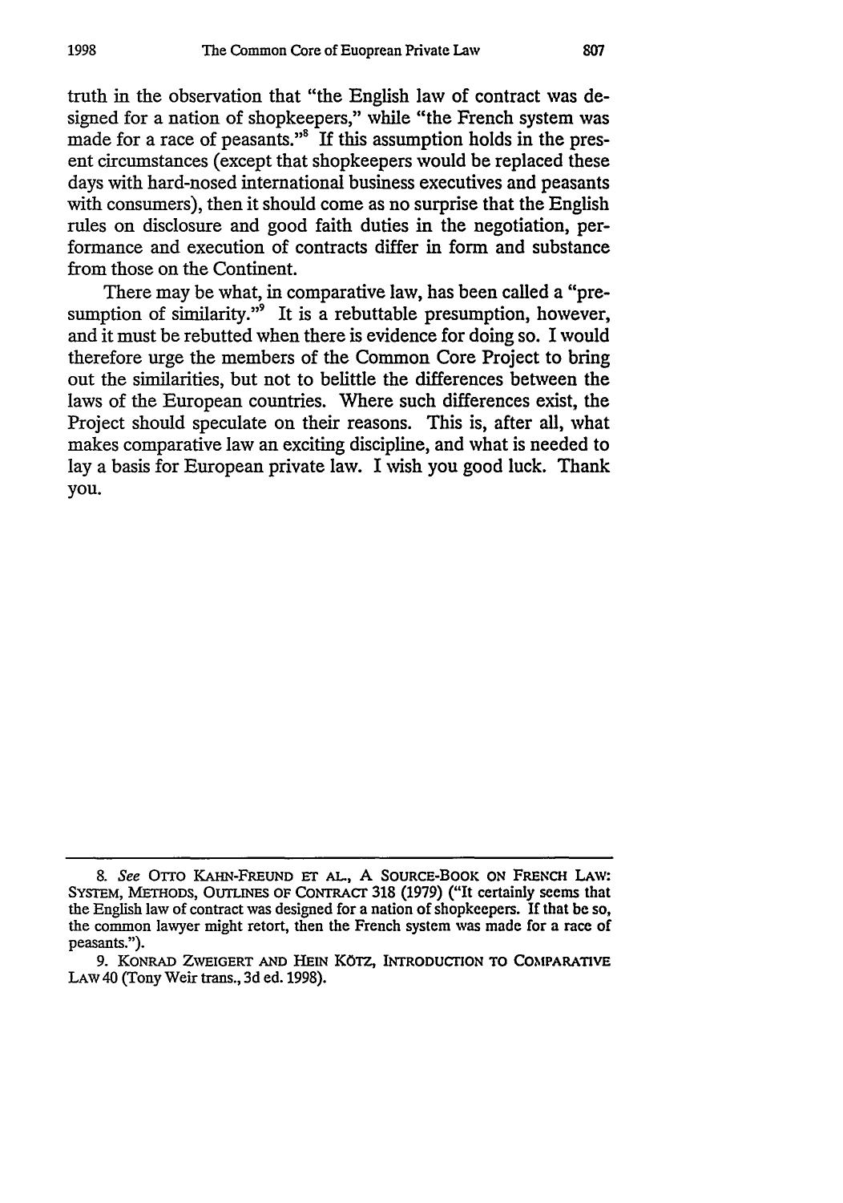truth in the observation that "the English law of contract was designed for a nation of shopkeepers," while "the French system was made for a race of peasants."[8] If this assumption holds in the present circumstances (except that shopkeepers would be replaced these days with hard-nosed international business executives and peasants with consumers), then it should come as no surprise that the English rules on disclosure and good faith duties in the negotiation, performance and execution of contracts differ in form and substance from those on the Continent.

There may be what, in comparative law, has been called a "presumption of similarity."[9] It is a rebuttable presumption, however, and it must be rebutted when there is evidence for doing so. I would therefore urge the members of the Common Core Project to bring out the similarities, but not to belittle the differences between the laws of the European countries. Where such differences exist, the Project should speculate on their reasons. This is, after all, what makes comparative law an exciting discipline, and what is needed to lay a basis for European private law. I wish you good luck. Thank you.

---

8. *See* OTTO KAHN-FREUND ET AL., A SOURCE-BOOK ON FRENCH LAW: SYSTEM, METHODS, OUTLINES OF CONTRACT 318 (1979) ("It certainly seems that the English law of contract was designed for a nation of shopkeepers. If that be so, the common lawyer might retort, then the French system was made for a race of peasants.").

9. KONRAD ZWEIGERT AND HEIN KÖTZ, INTRODUCTION TO COMPARATIVE LAW 40 (Tony Weir trans., 3d ed. 1998).